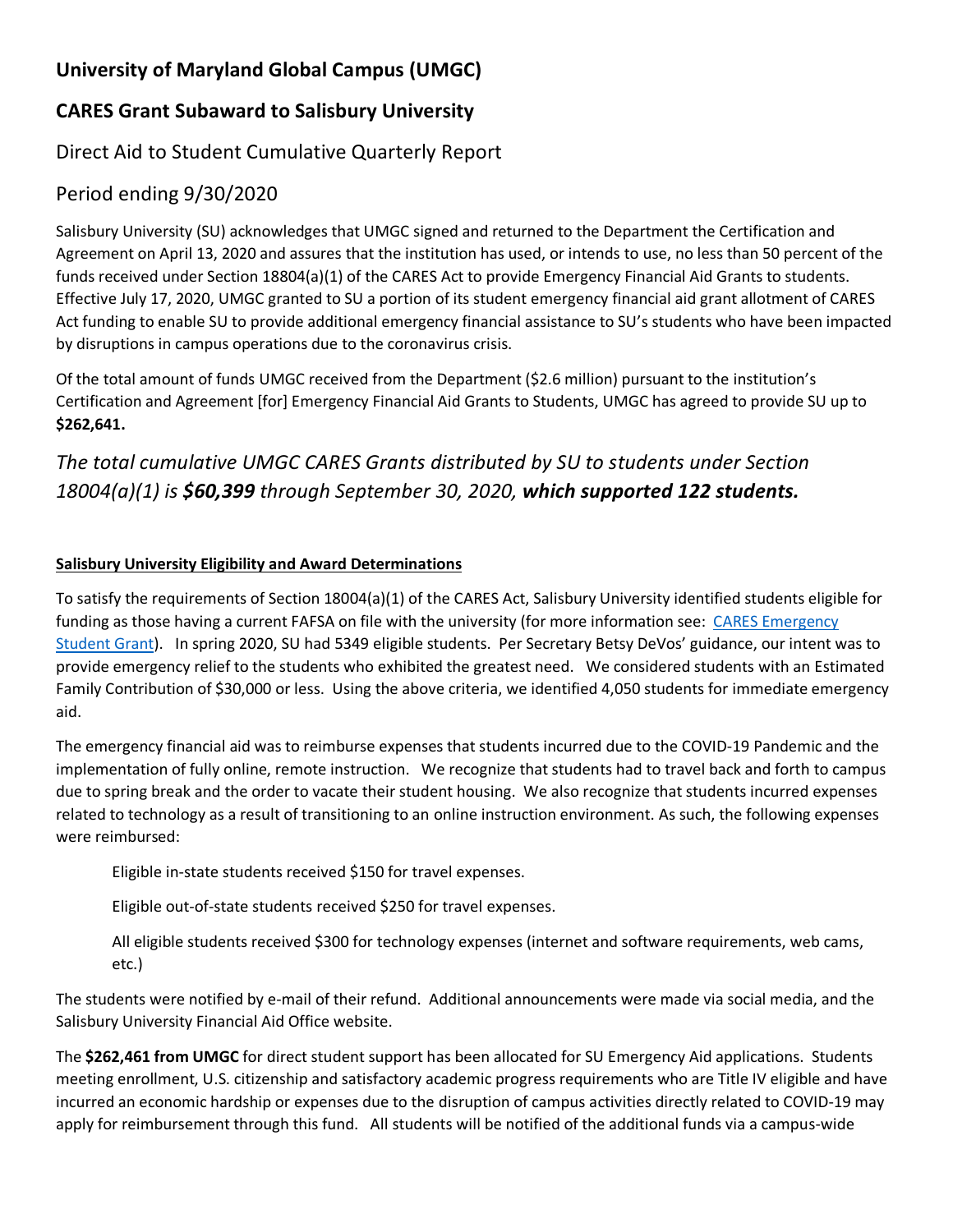# University of Maryland Global Campus (UMGC)

## CARES Grant Subaward to Salisbury University

### Direct Aid to Student Cumulative Quarterly Report

### Period ending 9/30/2020

Salisbury University (SU) acknowledges that UMGC signed and returned to the Department the Certification and Agreement on April 13, 2020 and assures that the institution has used, or intends to use, no less than 50 percent of the funds received under Section 18804(a)(1) of the CARES Act to provide Emergency Financial Aid Grants to students. Effective July 17, 2020, UMGC granted to SU a portion of its student emergency financial aid grant allotment of CARES Act funding to enable SU to provide additional emergency financial assistance to SU's students who have been impacted by disruptions in campus operations due to the coronavirus crisis.

Of the total amount of funds UMGC received from the Department ($2.6 million) pursuant to the institution's Certification and Agreement [for] Emergency Financial Aid Grants to Students, UMGC has agreed to provide SU up to **$262,641.**

*The total cumulative UMGC CARES Grants distributed by SU to students under Section 18004(a)(1) is **$60,399** through September 30, 2020, **which supported 122 students.***

**Salisbury University Eligibility and Award Determinations**

To satisfy the requirements of Section 18004(a)(1) of the CARES Act, Salisbury University identified students eligible for funding as those having a current FAFSA on file with the university (for more information see: CARES Emergency Student Grant). In spring 2020, SU had 5349 eligible students. Per Secretary Betsy DeVos' guidance, our intent was to provide emergency relief to the students who exhibited the greatest need. We considered students with an Estimated Family Contribution of $30,000 or less. Using the above criteria, we identified 4,050 students for immediate emergency aid.

The emergency financial aid was to reimburse expenses that students incurred due to the COVID-19 Pandemic and the implementation of fully online, remote instruction. We recognize that students had to travel back and forth to campus due to spring break and the order to vacate their student housing. We also recognize that students incurred expenses related to technology as a result of transitioning to an online instruction environment. As such, the following expenses were reimbursed:

> Eligible in-state students received $150 for travel expenses.
>
> Eligible out-of-state students received $250 for travel expenses.
>
> All eligible students received $300 for technology expenses (internet and software requirements, web cams, etc.)

The students were notified by e-mail of their refund. Additional announcements were made via social media, and the Salisbury University Financial Aid Office website.

The **$262,461 from UMGC** for direct student support has been allocated for SU Emergency Aid applications. Students meeting enrollment, U.S. citizenship and satisfactory academic progress requirements who are Title IV eligible and have incurred an economic hardship or expenses due to the disruption of campus activities directly related to COVID-19 may apply for reimbursement through this fund. All students will be notified of the additional funds via a campus-wide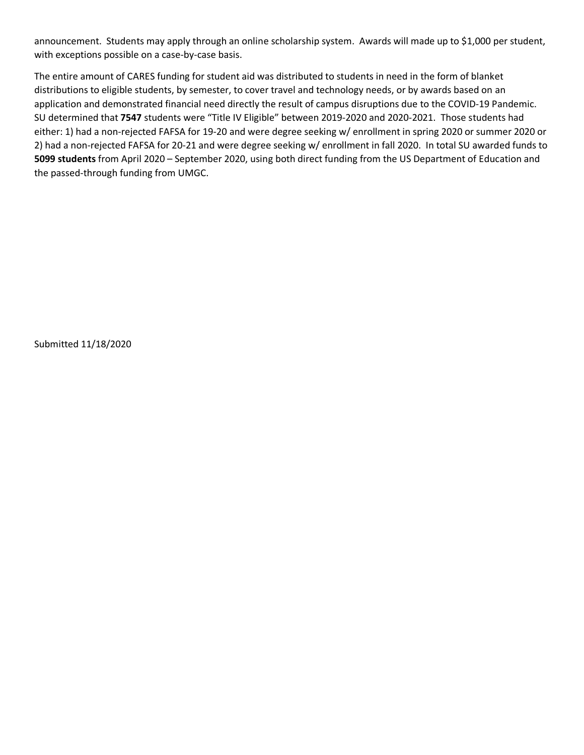announcement. Students may apply through an online scholarship system. Awards will made up to $1,000 per student, with exceptions possible on a case-by-case basis.

The entire amount of CARES funding for student aid was distributed to students in need in the form of blanket distributions to eligible students, by semester, to cover travel and technology needs, or by awards based on an application and demonstrated financial need directly the result of campus disruptions due to the COVID-19 Pandemic. SU determined that **7547** students were "Title IV Eligible" between 2019-2020 and 2020-2021. Those students had either: 1) had a non-rejected FAFSA for 19-20 and were degree seeking w/ enrollment in spring 2020 or summer 2020 or 2) had a non-rejected FAFSA for 20-21 and were degree seeking w/ enrollment in fall 2020. In total SU awarded funds to **5099 students** from April 2020 – September 2020, using both direct funding from the US Department of Education and the passed-through funding from UMGC.

Submitted 11/18/2020